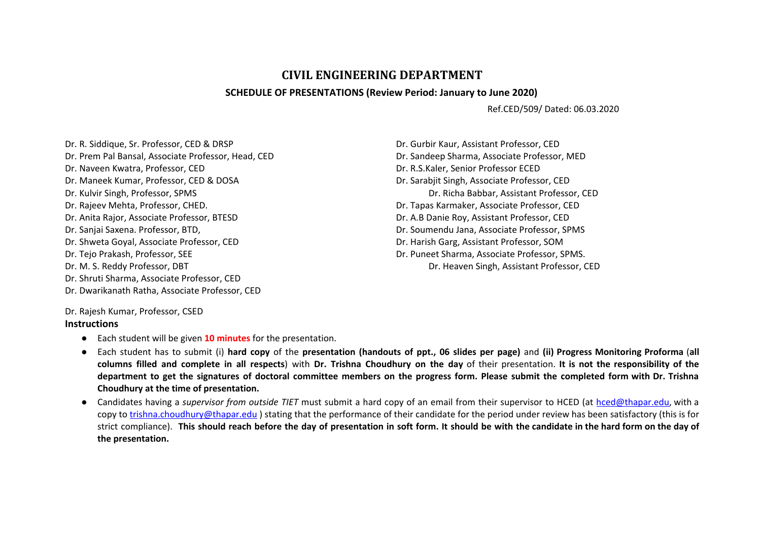# CIVIL ENGINEERING DEPARTMENT

## SCHEDULE OF PRESENTATIONS (Review Period: January to June 2020)

Ref.CED/509/ Dated: 06.03.2020

Dr. R. Siddique, Sr. Professor, CED & DRSP
Dr. Prem Pal Bansal, Associate Professor, Head, CED
Dr. Naveen Kwatra, Professor, CED
Dr. Maneek Kumar, Professor, CED & DOSA
Dr. Kulvir Singh, Professor, SPMS
Dr. Rajeev Mehta, Professor, CHED.
Dr. Anita Rajor, Associate Professor, BTESD
Dr. Sanjai Saxena. Professor, BTD,
Dr. Shweta Goyal, Associate Professor, CED
Dr. Tejo Prakash, Professor, SEE
Dr. M. S. Reddy Professor, DBT
Dr. Shruti Sharma, Associate Professor, CED
Dr. Dwarikanath Ratha, Associate Professor, CED

Dr. Gurbir Kaur, Assistant Professor, CED
Dr. Sandeep Sharma, Associate Professor, MED
Dr. R.S.Kaler, Senior Professor ECED
Dr. Sarabjit Singh, Associate Professor, CED
Dr. Richa Babbar, Assistant Professor, CED
Dr. Tapas Karmaker, Associate Professor, CED
Dr. A.B Danie Roy, Assistant Professor, CED
Dr. Soumendu Jana, Associate Professor, SPMS
Dr. Harish Garg, Assistant Professor, SOM
Dr. Puneet Sharma, Associate Professor, SPMS.
Dr. Heaven Singh, Assistant Professor, CED

Dr. Rajesh Kumar, Professor, CSED

**Instructions**

- Each student will be given **10 minutes** for the presentation.
- Each student has to submit (i) **hard copy** of the **presentation (handouts of ppt., 06 slides per page)** and **(ii) Progress Monitoring Proforma** (**all columns filled and complete in all respects**) with **Dr. Trishna Choudhury on the day** of their presentation. **It is not the responsibility of the department to get the signatures of doctoral committee members on the progress form. Please submit the completed form with Dr. Trishna Choudhury at the time of presentation.**
- Candidates having a *supervisor from outside TIET* must submit a hard copy of an email from their supervisor to HCED (at hced@thapar.edu, with a copy to trishna.choudhury@thapar.edu ) stating that the performance of their candidate for the period under review has been satisfactory (this is for strict compliance). **This should reach before the day of presentation in soft form. It should be with the candidate in the hard form on the day of the presentation.**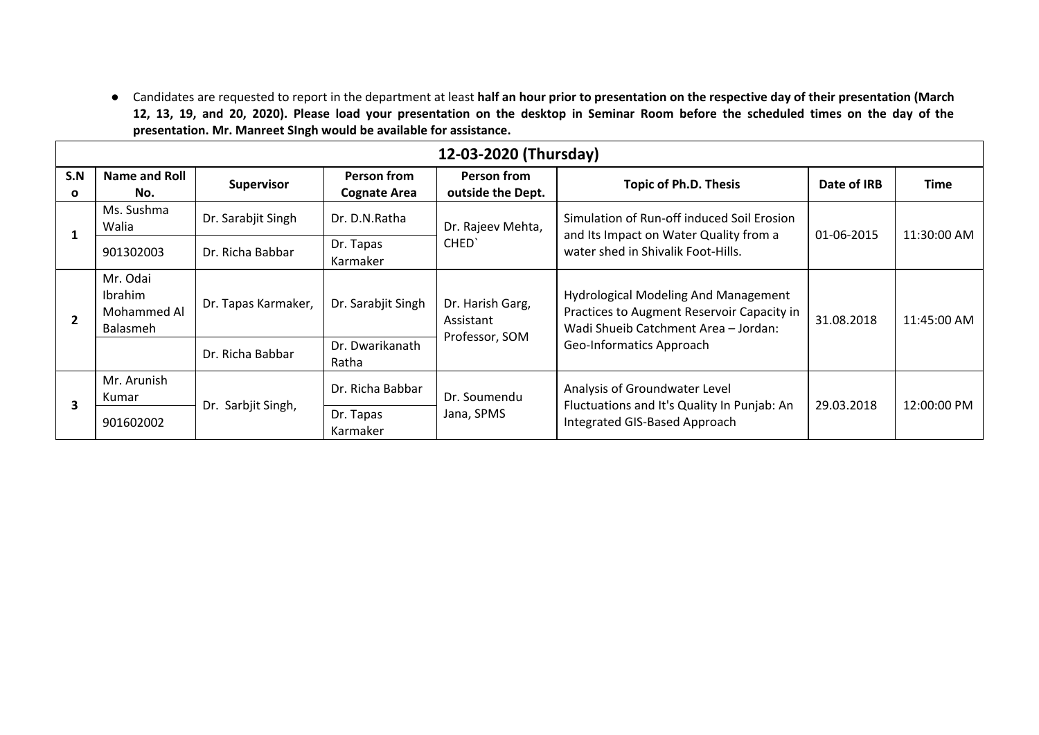- Candidates are requested to report in the department at least **half an hour prior to presentation on the respective day of their presentation (March 12, 13, 19, and 20, 2020). Please load your presentation on the desktop in Seminar Room before the scheduled times on the day of the presentation. Mr. Manreet SIngh would be available for assistance.**

| 12-03-2020 (Thursday) | | | | | | | |
|---|---|---|---|---|---|---|---|
| **S.No** | **Name and Roll No.** | **Supervisor** | **Person from Cognate Area** | **Person from outside the Dept.** | **Topic of Ph.D. Thesis** | **Date of IRB** | **Time** |
| 1 | Ms. Sushma Walia | Dr. Sarabjit Singh | Dr. D.N.Ratha | Dr. Rajeev Mehta, CHED` | Simulation of Run-off induced Soil Erosion and Its Impact on Water Quality from a water shed in Shivalik Foot-Hills. | 01-06-2015 | 11:30:00 AM |
| | 901302003 | Dr. Richa Babbar | Dr. Tapas Karmaker | | | | |
| 2 | Mr. Odai Ibrahim Mohammed Al Balasmeh | Dr. Tapas Karmaker, | Dr. Sarabjit Singh | Dr. Harish Garg, Assistant Professor, SOM | Hydrological Modeling And Management Practices to Augment Reservoir Capacity in Wadi Shueib Catchment Area – Jordan: Geo-Informatics Approach | 31.08.2018 | 11:45:00 AM |
| | | Dr. Richa Babbar | Dr. Dwarikanath Ratha | | | | |
| 3 | Mr. Arunish Kumar | Dr. Sarbjit Singh, | Dr. Richa Babbar | Dr. Soumendu Jana, SPMS | Analysis of Groundwater Level Fluctuations and It's Quality In Punjab: An Integrated GIS-Based Approach | 29.03.2018 | 12:00:00 PM |
| | 901602002 | | Dr. Tapas Karmaker | | | | |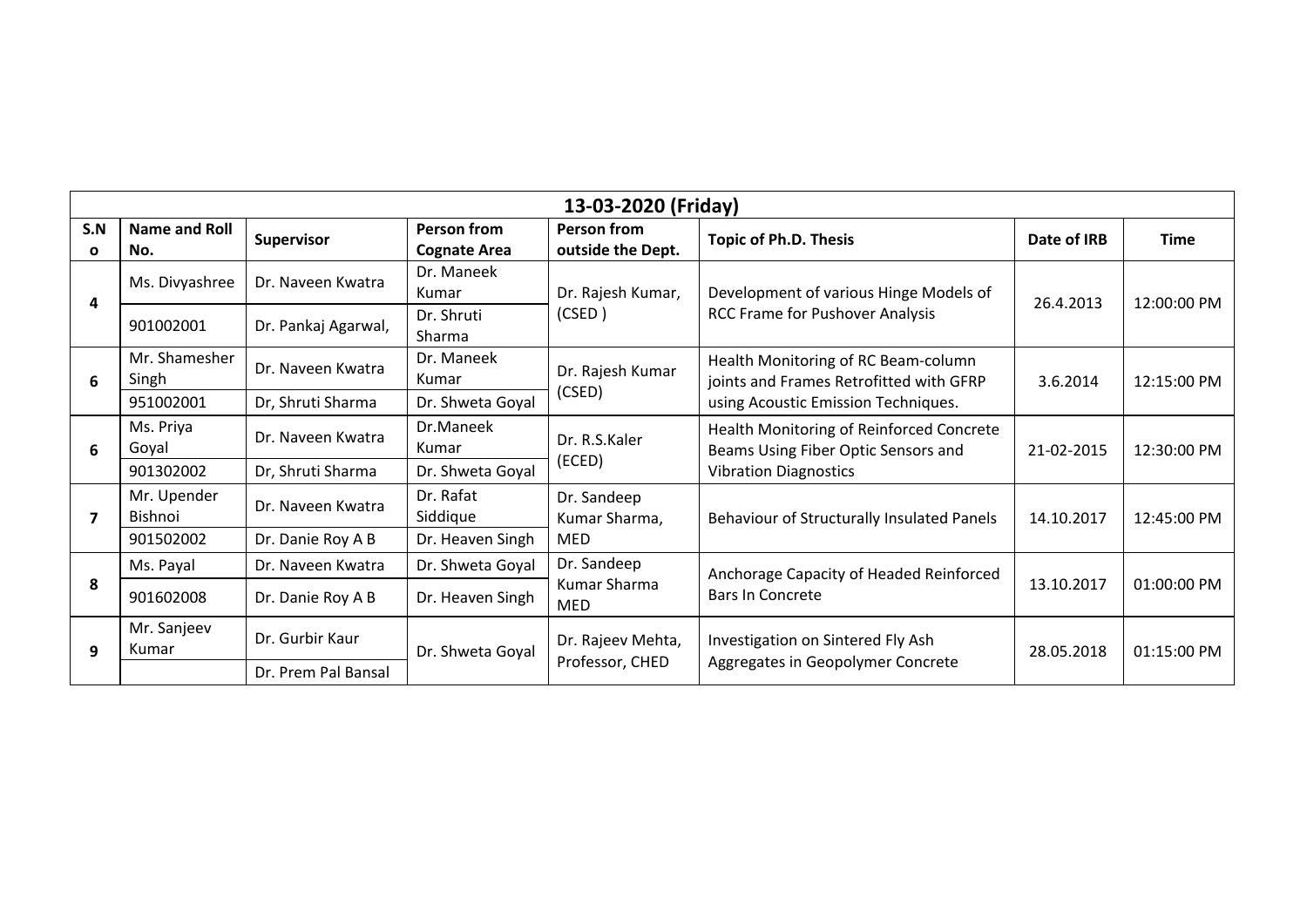| 13-03-2020 (Friday) | | | | | | | |
|---|---|---|---|---|---|---|---|
| **S.No** | **Name and Roll No.** | **Supervisor** | **Person from Cognate Area** | **Person from outside the Dept.** | **Topic of Ph.D. Thesis** | **Date of IRB** | **Time** |
| **4** | Ms. Divyashree | Dr. Naveen Kwatra | Dr. Maneek Kumar | Dr. Rajesh Kumar, (CSED ) | Development of various Hinge Models of RCC Frame for Pushover Analysis | 26.4.2013 | 12:00:00 PM |
| | 901002001 | Dr. Pankaj Agarwal, | Dr. Shruti Sharma | | | | |
| **6** | Mr. Shamesher Singh | Dr. Naveen Kwatra | Dr. Maneek Kumar | Dr. Rajesh Kumar (CSED) | Health Monitoring of RC Beam-column joints and Frames Retrofitted with GFRP using Acoustic Emission Techniques. | 3.6.2014 | 12:15:00 PM |
| | 951002001 | Dr, Shruti Sharma | Dr. Shweta Goyal | | | | |
| **6** | Ms. Priya Goyal | Dr. Naveen Kwatra | Dr.Maneek Kumar | Dr. R.S.Kaler (ECED) | Health Monitoring of Reinforced Concrete Beams Using Fiber Optic Sensors and Vibration Diagnostics | 21-02-2015 | 12:30:00 PM |
| | 901302002 | Dr, Shruti Sharma | Dr. Shweta Goyal | | | | |
| **7** | Mr. Upender Bishnoi | Dr. Naveen Kwatra | Dr. Rafat Siddique | Dr. Sandeep Kumar Sharma, MED | Behaviour of Structurally Insulated Panels | 14.10.2017 | 12:45:00 PM |
| | 901502002 | Dr. Danie Roy A B | Dr. Heaven Singh | | | | |
| **8** | Ms. Payal | Dr. Naveen Kwatra | Dr. Shweta Goyal | Dr. Sandeep Kumar Sharma MED | Anchorage Capacity of Headed Reinforced Bars In Concrete | 13.10.2017 | 01:00:00 PM |
| | 901602008 | Dr. Danie Roy A B | Dr. Heaven Singh | | | | |
| **9** | Mr. Sanjeev Kumar | Dr. Gurbir Kaur | Dr. Shweta Goyal | Dr. Rajeev Mehta, Professor, CHED | Investigation on Sintered Fly Ash Aggregates in Geopolymer Concrete | 28.05.2018 | 01:15:00 PM |
| | | Dr. Prem Pal Bansal | | | | | |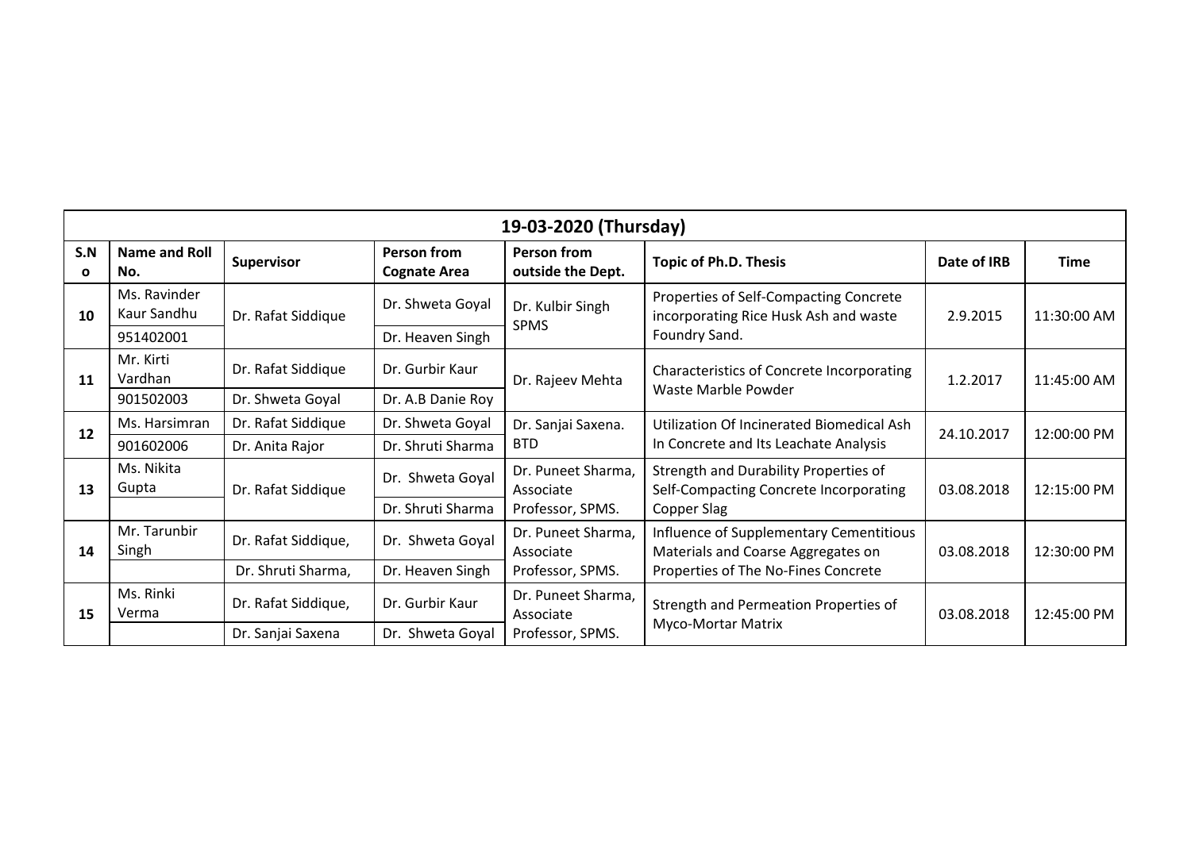| 19-03-2020 (Thursday) | | | | | | | |
|---|---|---|---|---|---|---|---|
| **S.No** | **Name and Roll No.** | **Supervisor** | **Person from Cognate Area** | **Person from outside the Dept.** | **Topic of Ph.D. Thesis** | **Date of IRB** | **Time** |
| 10 | Ms. Ravinder Kaur Sandhu | Dr. Rafat Siddique | Dr. Shweta Goyal | Dr. Kulbir Singh SPMS | Properties of Self-Compacting Concrete incorporating Rice Husk Ash and waste Foundry Sand. | 2.9.2015 | 11:30:00 AM |
| | 951402001 | | Dr. Heaven Singh | | | | |
| 11 | Mr. Kirti Vardhan | Dr. Rafat Siddique | Dr. Gurbir Kaur | Dr. Rajeev Mehta | Characteristics of Concrete Incorporating Waste Marble Powder | 1.2.2017 | 11:45:00 AM |
| | 901502003 | Dr. Shweta Goyal | Dr. A.B Danie Roy | | | | |
| 12 | Ms. Harsimran | Dr. Rafat Siddique | Dr. Shweta Goyal | Dr. Sanjai Saxena. BTD | Utilization Of Incinerated Biomedical Ash In Concrete and Its Leachate Analysis | 24.10.2017 | 12:00:00 PM |
| | 901602006 | Dr. Anita Rajor | Dr. Shruti Sharma | | | | |
| 13 | Ms. Nikita Gupta | Dr. Rafat Siddique | Dr. Shweta Goyal | Dr. Puneet Sharma, Associate Professor, SPMS. | Strength and Durability Properties of Self-Compacting Concrete Incorporating Copper Slag | 03.08.2018 | 12:15:00 PM |
| | | | Dr. Shruti Sharma | | | | |
| 14 | Mr. Tarunbir Singh | Dr. Rafat Siddique, | Dr. Shweta Goyal | Dr. Puneet Sharma, Associate Professor, SPMS. | Influence of Supplementary Cementitious Materials and Coarse Aggregates on Properties of The No-Fines Concrete | 03.08.2018 | 12:30:00 PM |
| | | Dr. Shruti Sharma, | Dr. Heaven Singh | | | | |
| 15 | Ms. Rinki Verma | Dr. Rafat Siddique, | Dr. Gurbir Kaur | Dr. Puneet Sharma, Associate Professor, SPMS. | Strength and Permeation Properties of Myco-Mortar Matrix | 03.08.2018 | 12:45:00 PM |
| | | Dr. Sanjai Saxena | Dr. Shweta Goyal | | | | |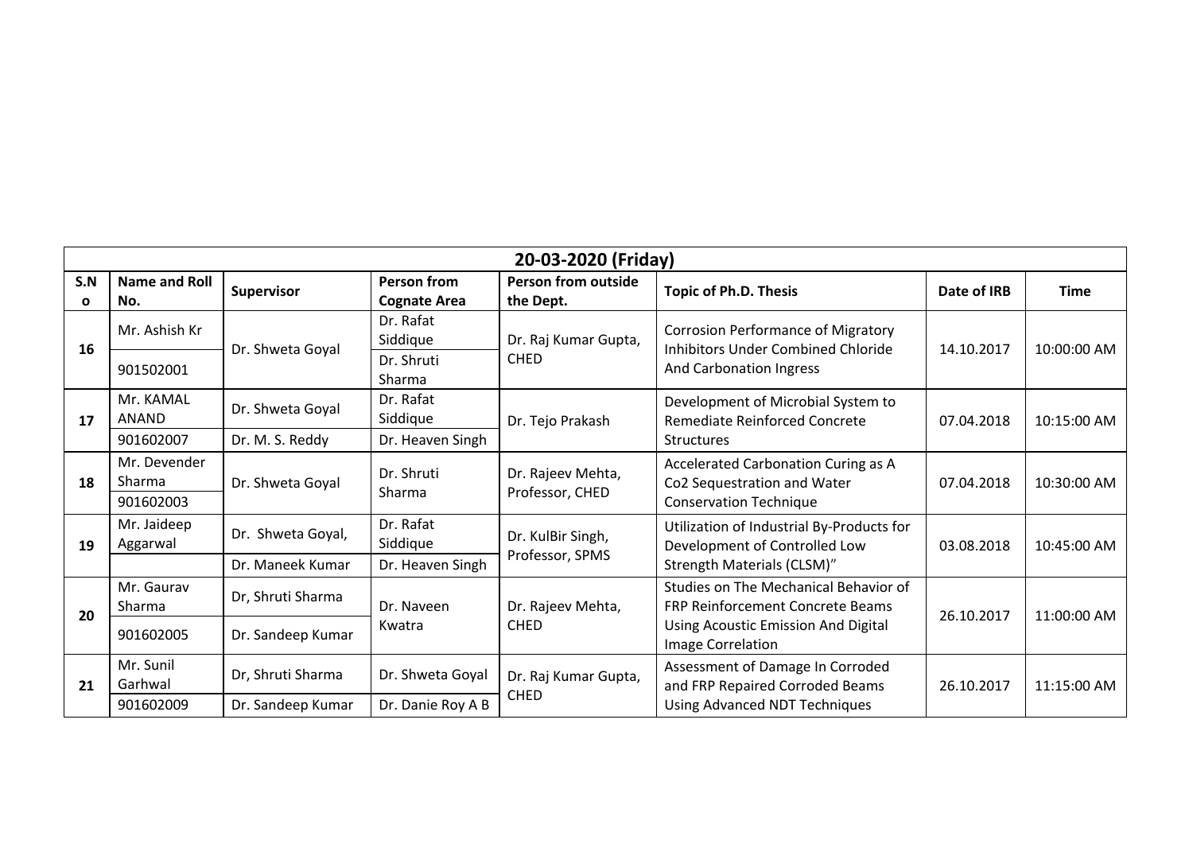| 20-03-2020 (Friday) | | | | | | | |
|---|---|---|---|---|---|---|---|
| S.No | Name and Roll No. | Supervisor | Person from Cognate Area | Person from outside the Dept. | Topic of Ph.D. Thesis | Date of IRB | Time |
| 16 | Mr. Ashish Kr<br>901502001 | Dr. Shweta Goyal | Dr. Rafat Siddique<br>Dr. Shruti Sharma | Dr. Raj Kumar Gupta, CHED | Corrosion Performance of Migratory Inhibitors Under Combined Chloride And Carbonation Ingress | 14.10.2017 | 10:00:00 AM |
| 17 | Mr. KAMAL ANAND<br>901602007 | Dr. Shweta Goyal<br>Dr. M. S. Reddy | Dr. Rafat Siddique<br>Dr. Heaven Singh | Dr. Tejo Prakash | Development of Microbial System to Remediate Reinforced Concrete Structures | 07.04.2018 | 10:15:00 AM |
| 18 | Mr. Devender Sharma<br>901602003 | Dr. Shweta Goyal | Dr. Shruti Sharma | Dr. Rajeev Mehta, Professor, CHED | Accelerated Carbonation Curing as A Co2 Sequestration and Water Conservation Technique | 07.04.2018 | 10:30:00 AM |
| 19 | Mr. Jaideep Aggarwal | Dr. Shweta Goyal,<br>Dr. Maneek Kumar | Dr. Rafat Siddique<br>Dr. Heaven Singh | Dr. KulBir Singh, Professor, SPMS | Utilization of Industrial By-Products for Development of Controlled Low Strength Materials (CLSM)" | 03.08.2018 | 10:45:00 AM |
| 20 | Mr. Gaurav Sharma<br>901602005 | Dr, Shruti Sharma<br>Dr. Sandeep Kumar | Dr. Naveen Kwatra | Dr. Rajeev Mehta, CHED | Studies on The Mechanical Behavior of FRP Reinforcement Concrete Beams Using Acoustic Emission And Digital Image Correlation | 26.10.2017 | 11:00:00 AM |
| 21 | Mr. Sunil Garhwal<br>901602009 | Dr, Shruti Sharma<br>Dr. Sandeep Kumar | Dr. Shweta Goyal<br>Dr. Danie Roy A B | Dr. Raj Kumar Gupta, CHED | Assessment of Damage In Corroded and FRP Repaired Corroded Beams Using Advanced NDT Techniques | 26.10.2017 | 11:15:00 AM |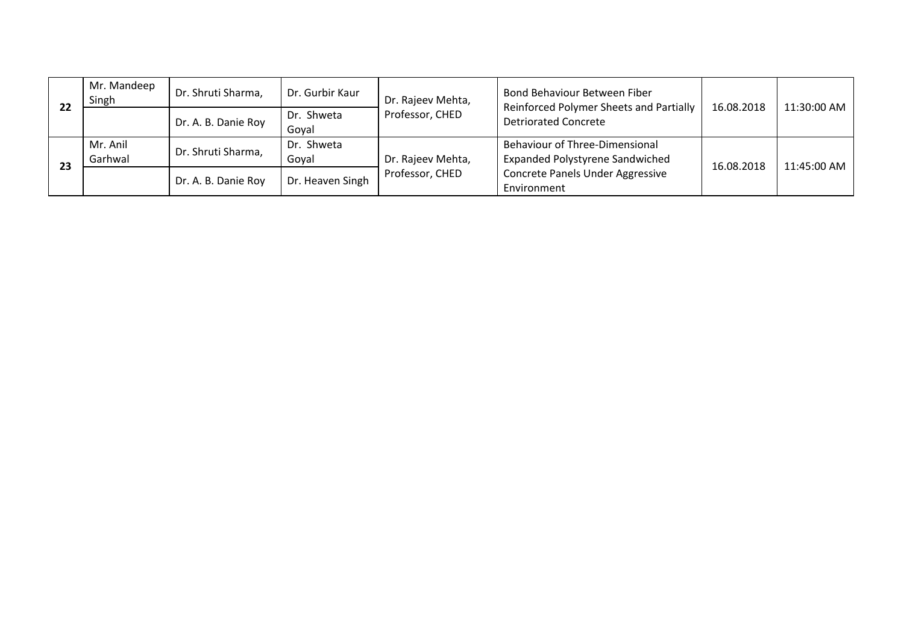| | | | | | | | |
|---|---|---|---|---|---|---|---|
| 22 | Mr. Mandeep Singh | Dr. Shruti Sharma, | Dr. Gurbir Kaur | Dr. Rajeev Mehta, Professor, CHED | Bond Behaviour Between Fiber Reinforced Polymer Sheets and Partially Detriorated Concrete | 16.08.2018 | 11:30:00 AM |
| | | Dr. A. B. Danie Roy | Dr. Shweta Goyal | | | | |
| 23 | Mr. Anil Garhwal | Dr. Shruti Sharma, | Dr. Shweta Goyal | Dr. Rajeev Mehta, Professor, CHED | Behaviour of Three-Dimensional Expanded Polystyrene Sandwiched Concrete Panels Under Aggressive Environment | 16.08.2018 | 11:45:00 AM |
| | | Dr. A. B. Danie Roy | Dr. Heaven Singh | | | | |